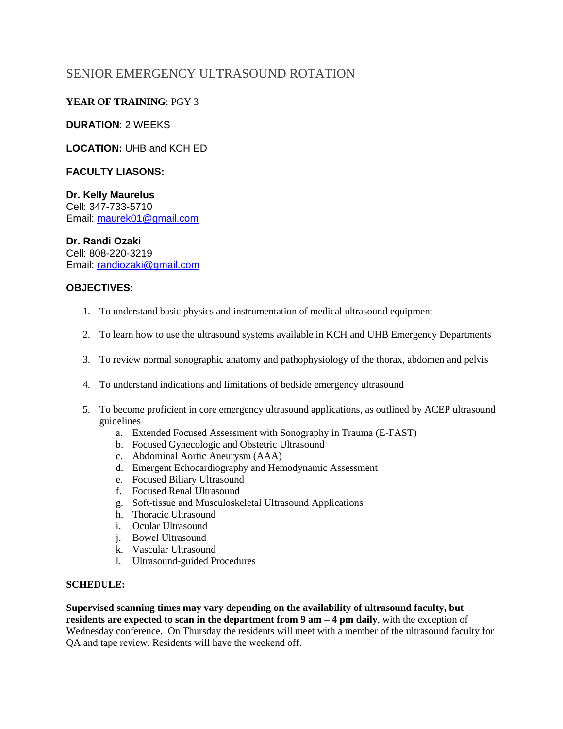# SENIOR EMERGENCY ULTRASOUND ROTATION

**YEAR OF TRAINING**: PGY 3

**DURATION**: 2 WEEKS

**LOCATION:** UHB and KCH ED

**FACULTY LIASONS:**

**Dr. Kelly Maurelus**
Cell: 347-733-5710
Email: maurek01@gmail.com

**Dr. Randi Ozaki**
Cell: 808-220-3219
Email: randiozaki@gmail.com

**OBJECTIVES:**

1. To understand basic physics and instrumentation of medical ultrasound equipment
2. To learn how to use the ultrasound systems available in KCH and UHB Emergency Departments
3. To review normal sonographic anatomy and pathophysiology of the thorax, abdomen and pelvis
4. To understand indications and limitations of bedside emergency ultrasound
5. To become proficient in core emergency ultrasound applications, as outlined by ACEP ultrasound guidelines
   a. Extended Focused Assessment with Sonography in Trauma (E-FAST)
   b. Focused Gynecologic and Obstetric Ultrasound
   c. Abdominal Aortic Aneurysm (AAA)
   d. Emergent Echocardiography and Hemodynamic Assessment
   e. Focused Biliary Ultrasound
   f. Focused Renal Ultrasound
   g. Soft-tissue and Musculoskeletal Ultrasound Applications
   h. Thoracic Ultrasound
   i. Ocular Ultrasound
   j. Bowel Ultrasound
   k. Vascular Ultrasound
   l. Ultrasound-guided Procedures

**SCHEDULE:**

**Supervised scanning times may vary depending on the availability of ultrasound faculty, but residents are expected to scan in the department from 9 am – 4 pm daily**, with the exception of Wednesday conference. On Thursday the residents will meet with a member of the ultrasound faculty for QA and tape review. Residents will have the weekend off.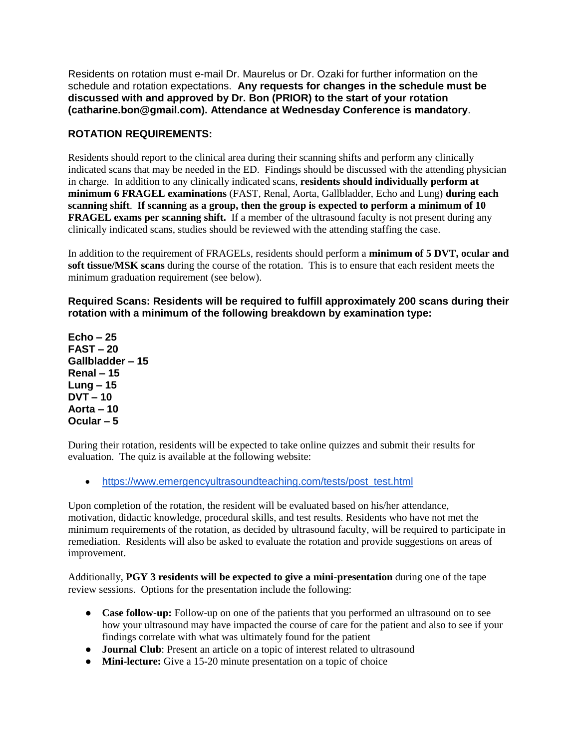Residents on rotation must e-mail Dr. Maurelus or Dr. Ozaki for further information on the schedule and rotation expectations. **Any requests for changes in the schedule must be discussed with and approved by Dr. Bon (PRIOR) to the start of your rotation (catharine.bon@gmail.com). Attendance at Wednesday Conference is mandatory**.

## ROTATION REQUIREMENTS:

Residents should report to the clinical area during their scanning shifts and perform any clinically indicated scans that may be needed in the ED. Findings should be discussed with the attending physician in charge. In addition to any clinically indicated scans, **residents should individually perform at minimum 6 FRAGEL examinations** (FAST, Renal, Aorta, Gallbladder, Echo and Lung) **during each scanning shift**. **If scanning as a group, then the group is expected to perform a minimum of 10 FRAGEL exams per scanning shift.** If a member of the ultrasound faculty is not present during any clinically indicated scans, studies should be reviewed with the attending staffing the case.

In addition to the requirement of FRAGELs, residents should perform a **minimum of 5 DVT, ocular and soft tissue/MSK scans** during the course of the rotation. This is to ensure that each resident meets the minimum graduation requirement (see below).

**Required Scans: Residents will be required to fulfill approximately 200 scans during their rotation with a minimum of the following breakdown by examination type:**

**Echo – 25**
**FAST – 20**
**Gallbladder – 15**
**Renal – 15**
**Lung – 15**
**DVT – 10**
**Aorta – 10**
**Ocular – 5**

During their rotation, residents will be expected to take online quizzes and submit their results for evaluation. The quiz is available at the following website:

- https://www.emergencyultrasoundteaching.com/tests/post_test.html

Upon completion of the rotation, the resident will be evaluated based on his/her attendance, motivation, didactic knowledge, procedural skills, and test results. Residents who have not met the minimum requirements of the rotation, as decided by ultrasound faculty, will be required to participate in remediation. Residents will also be asked to evaluate the rotation and provide suggestions on areas of improvement.

Additionally, **PGY 3 residents will be expected to give a mini-presentation** during one of the tape review sessions. Options for the presentation include the following:

- **Case follow-up:** Follow-up on one of the patients that you performed an ultrasound on to see how your ultrasound may have impacted the course of care for the patient and also to see if your findings correlate with what was ultimately found for the patient
- **Journal Club**: Present an article on a topic of interest related to ultrasound
- **Mini-lecture:** Give a 15-20 minute presentation on a topic of choice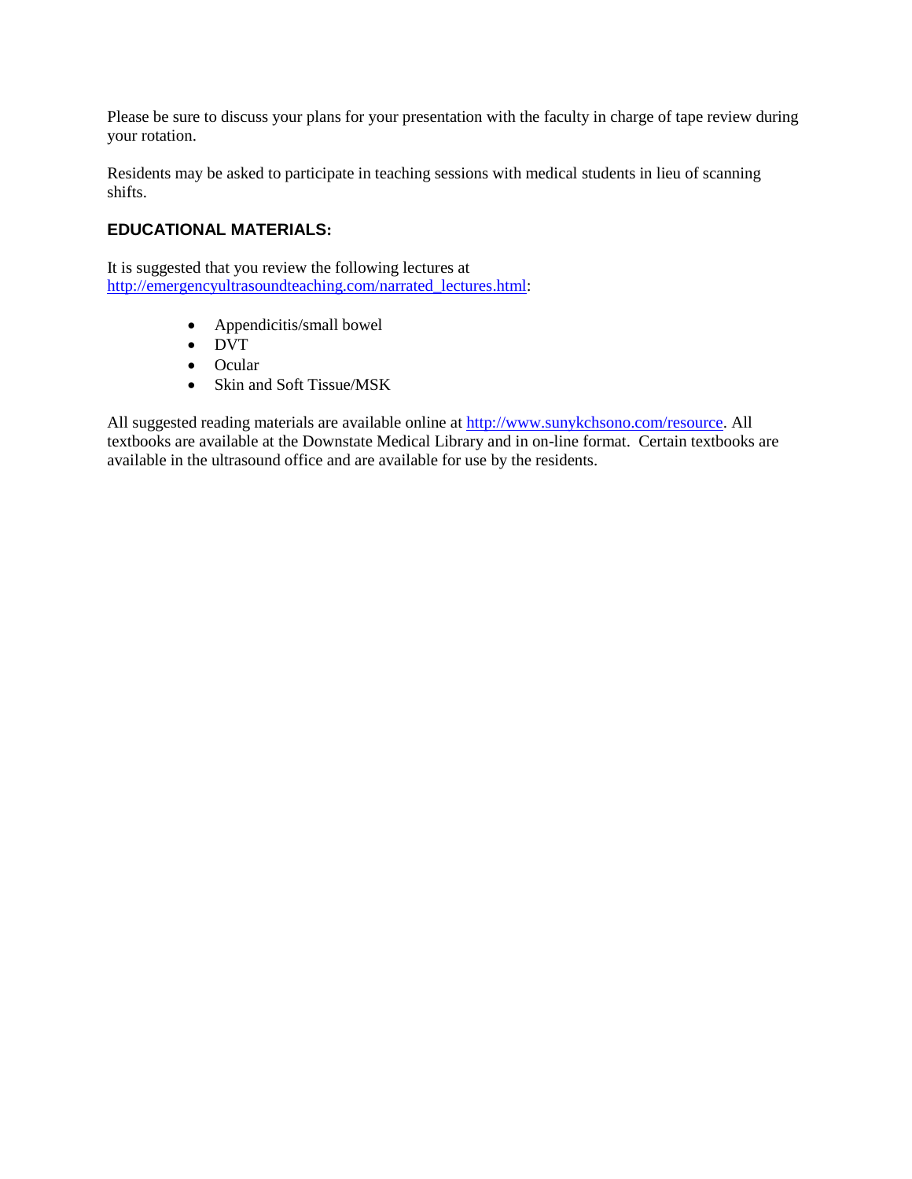Please be sure to discuss your plans for your presentation with the faculty in charge of tape review during your rotation.

Residents may be asked to participate in teaching sessions with medical students in lieu of scanning shifts.

### EDUCATIONAL MATERIALS:

It is suggested that you review the following lectures at http://emergencyultrasoundteaching.com/narrated_lectures.html:

- Appendicitis/small bowel
- DVT
- Ocular
- Skin and Soft Tissue/MSK

All suggested reading materials are available online at http://www.sunykchsono.com/resource. All textbooks are available at the Downstate Medical Library and in on-line format. Certain textbooks are available in the ultrasound office and are available for use by the residents.